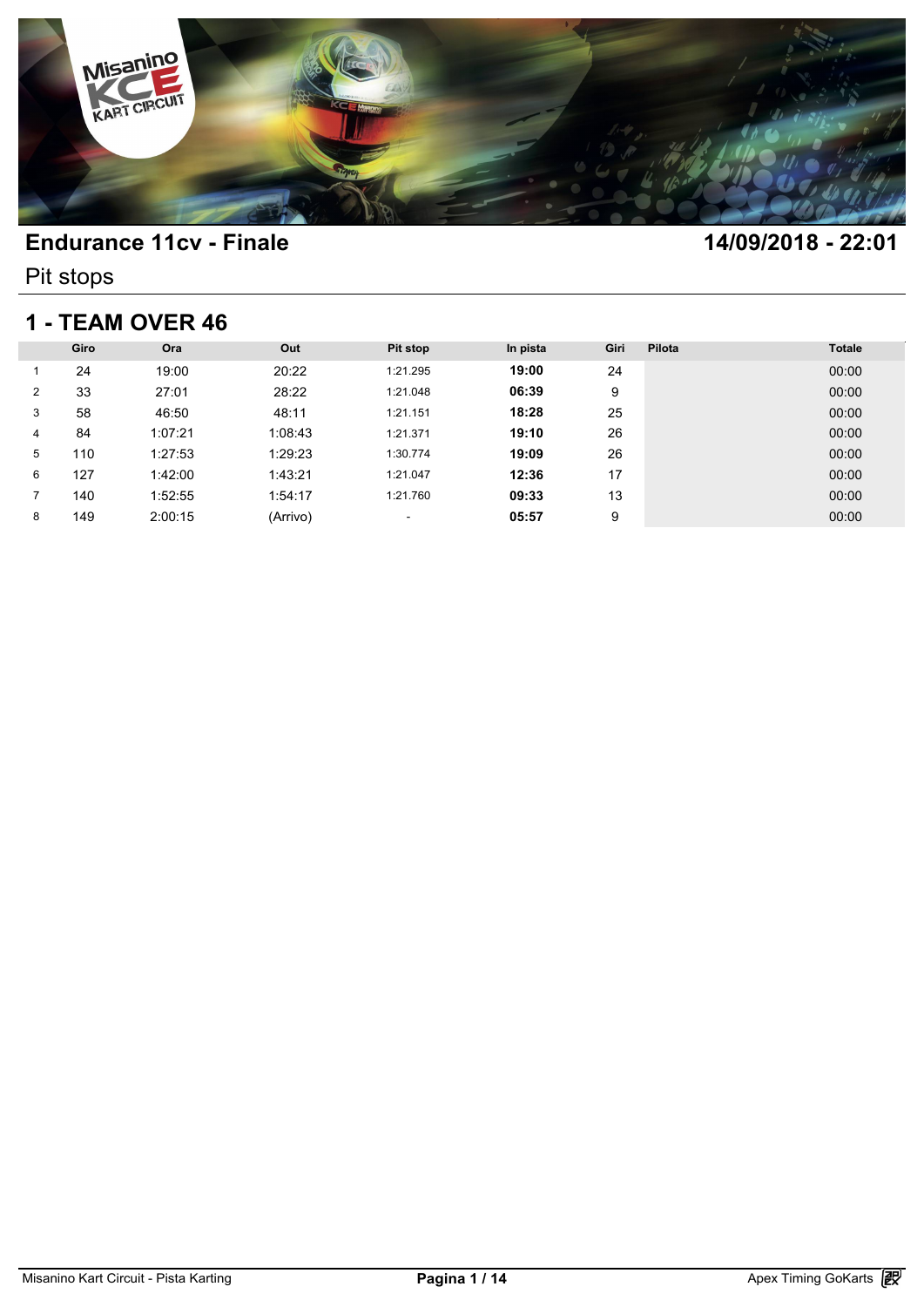## Endurance 11cv - Finale

**14/09/2018 - 22:01**

Pit stops

## 1 - TEAM OVER 46

| | Giro | Ora | Out | Pit stop | In pista | Giri | Pilota | Totale |
|---|---|---|---|---|---|---|---|---|
| 1 | 24 | 19:00 | 20:22 | 1:21.295 | **19:00** | 24 | | 00:00 |
| 2 | 33 | 27:01 | 28:22 | 1:21.048 | **06:39** | 9 | | 00:00 |
| 3 | 58 | 46:50 | 48:11 | 1:21.151 | **18:28** | 25 | | 00:00 |
| 4 | 84 | 1:07:21 | 1:08:43 | 1:21.371 | **19:10** | 26 | | 00:00 |
| 5 | 110 | 1:27:53 | 1:29:23 | 1:30.774 | **19:09** | 26 | | 00:00 |
| 6 | 127 | 1:42:00 | 1:43:21 | 1:21.047 | **12:36** | 17 | | 00:00 |
| 7 | 140 | 1:52:55 | 1:54:17 | 1:21.760 | **09:33** | 13 | | 00:00 |
| 8 | 149 | 2:00:15 | (Arrivo) | - | **05:57** | 9 | | 00:00 |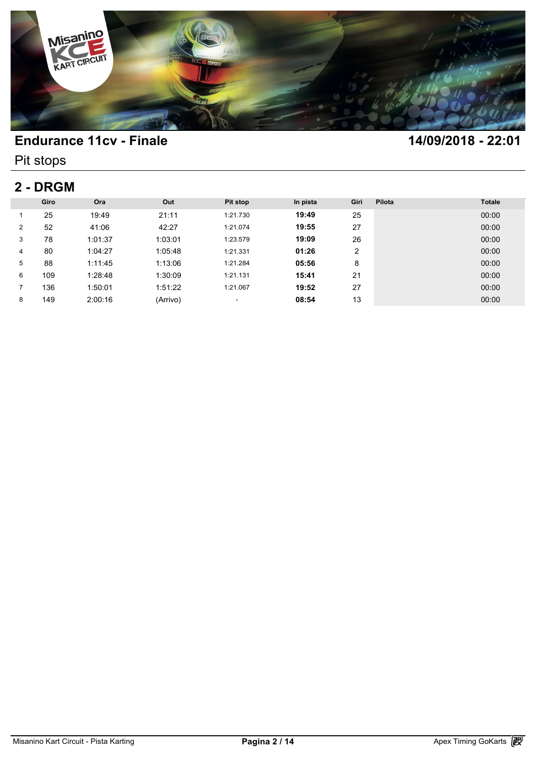# Endurance 11cv - Finale

**14/09/2018 - 22:01**

Pit stops

## 2 - DRGM

| | Giro | Ora | Out | Pit stop | In pista | Giri | Pilota | Totale |
|---|---|---|---|---|---|---|---|---|
| 1 | 25 | 19:49 | 21:11 | 1:21.730 | **19:49** | 25 | | 00:00 |
| 2 | 52 | 41:06 | 42:27 | 1:21.074 | **19:55** | 27 | | 00:00 |
| 3 | 78 | 1:01:37 | 1:03:01 | 1:23.579 | **19:09** | 26 | | 00:00 |
| 4 | 80 | 1:04:27 | 1:05:48 | 1:21.331 | **01:26** | 2 | | 00:00 |
| 5 | 88 | 1:11:45 | 1:13:06 | 1:21.284 | **05:56** | 8 | | 00:00 |
| 6 | 109 | 1:28:48 | 1:30:09 | 1:21.131 | **15:41** | 21 | | 00:00 |
| 7 | 136 | 1:50:01 | 1:51:22 | 1:21.067 | **19:52** | 27 | | 00:00 |
| 8 | 149 | 2:00:16 | (Arrivo) | - | **08:54** | 13 | | 00:00 |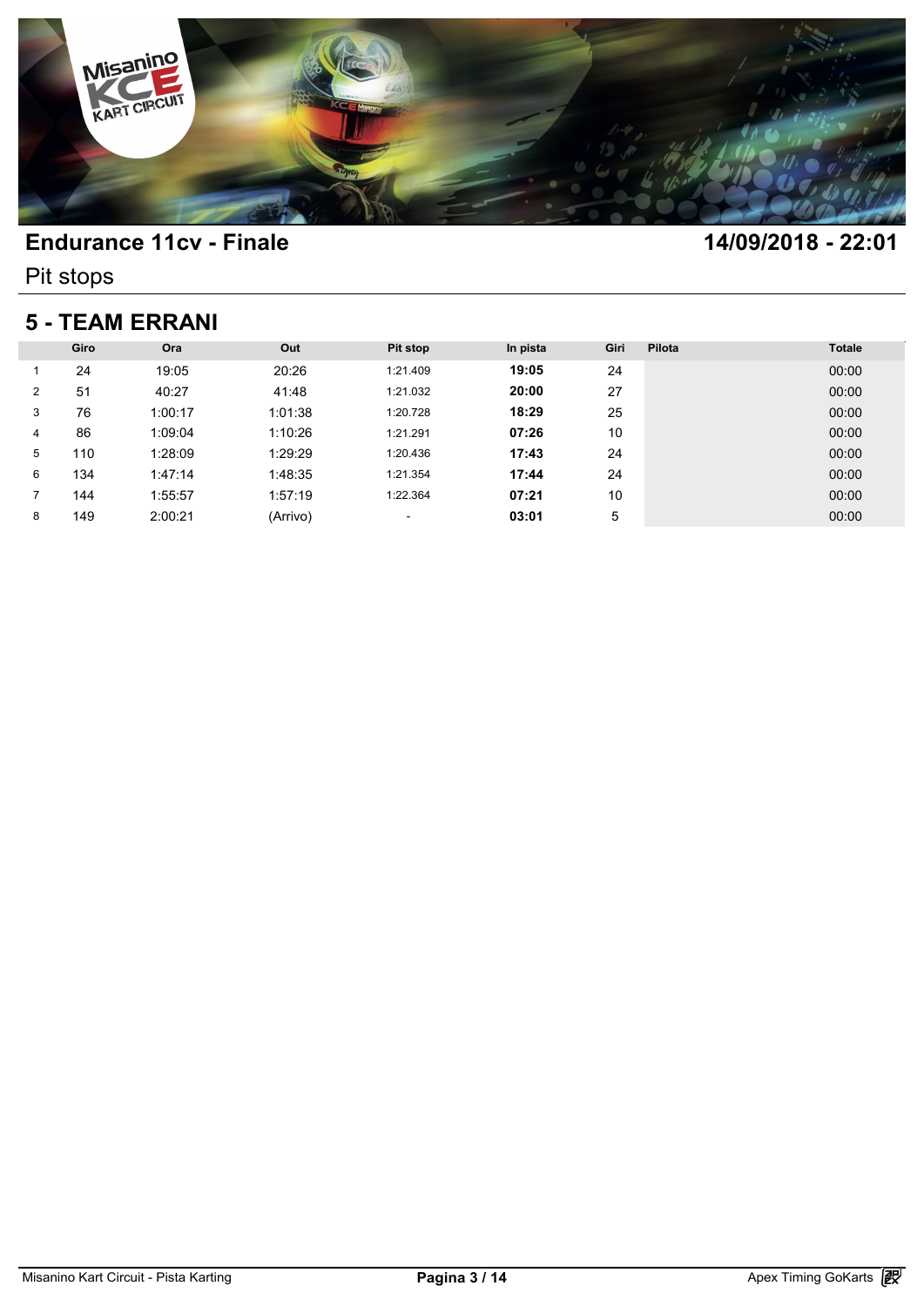## Endurance 11cv - Finale

**14/09/2018 - 22:01**

Pit stops

## 5 - TEAM ERRANI

| | Giro | Ora | Out | Pit stop | In pista | Giri | Pilota | Totale |
|---|---|---|---|---|---|---|---|---|
| 1 | 24 | 19:05 | 20:26 | 1:21.409 | **19:05** | 24 | | 00:00 |
| 2 | 51 | 40:27 | 41:48 | 1:21.032 | **20:00** | 27 | | 00:00 |
| 3 | 76 | 1:00:17 | 1:01:38 | 1:20.728 | **18:29** | 25 | | 00:00 |
| 4 | 86 | 1:09:04 | 1:10:26 | 1:21.291 | **07:26** | 10 | | 00:00 |
| 5 | 110 | 1:28:09 | 1:29:29 | 1:20.436 | **17:43** | 24 | | 00:00 |
| 6 | 134 | 1:47:14 | 1:48:35 | 1:21.354 | **17:44** | 24 | | 00:00 |
| 7 | 144 | 1:55:57 | 1:57:19 | 1:22.364 | **07:21** | 10 | | 00:00 |
| 8 | 149 | 2:00:21 | (Arrivo) | - | **03:01** | 5 | | 00:00 |

Misanino Kart Circuit - Pista Karting

Apex Timing GoKarts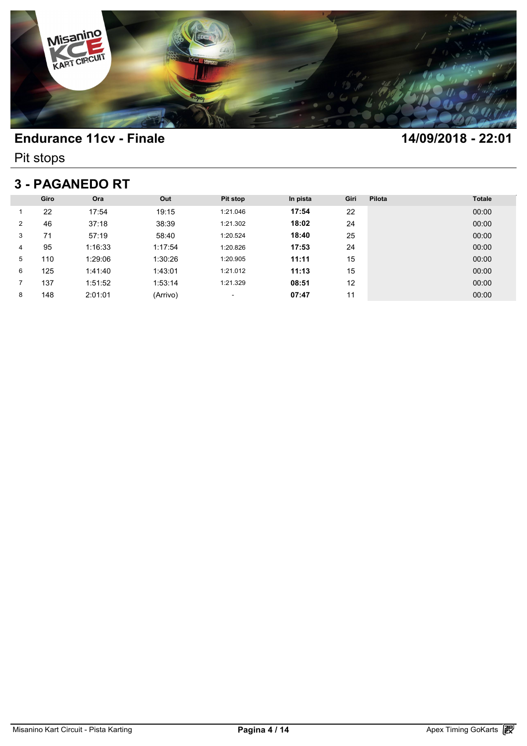# Endurance 11cv - Finale

**14/09/2018 - 22:01**

Pit stops

## 3 - PAGANEDO RT

| | Giro | Ora | Out | Pit stop | In pista | Giri | Pilota | Totale |
|---|---|---|---|---|---|---|---|---|
| 1 | 22 | 17:54 | 19:15 | 1:21.046 | **17:54** | 22 | | 00:00 |
| 2 | 46 | 37:18 | 38:39 | 1:21.302 | **18:02** | 24 | | 00:00 |
| 3 | 71 | 57:19 | 58:40 | 1:20.524 | **18:40** | 25 | | 00:00 |
| 4 | 95 | 1:16:33 | 1:17:54 | 1:20.826 | **17:53** | 24 | | 00:00 |
| 5 | 110 | 1:29:06 | 1:30:26 | 1:20.905 | **11:11** | 15 | | 00:00 |
| 6 | 125 | 1:41:40 | 1:43:01 | 1:21.012 | **11:13** | 15 | | 00:00 |
| 7 | 137 | 1:51:52 | 1:53:14 | 1:21.329 | **08:51** | 12 | | 00:00 |
| 8 | 148 | 2:01:01 | (Arrivo) | - | **07:47** | 11 | | 00:00 |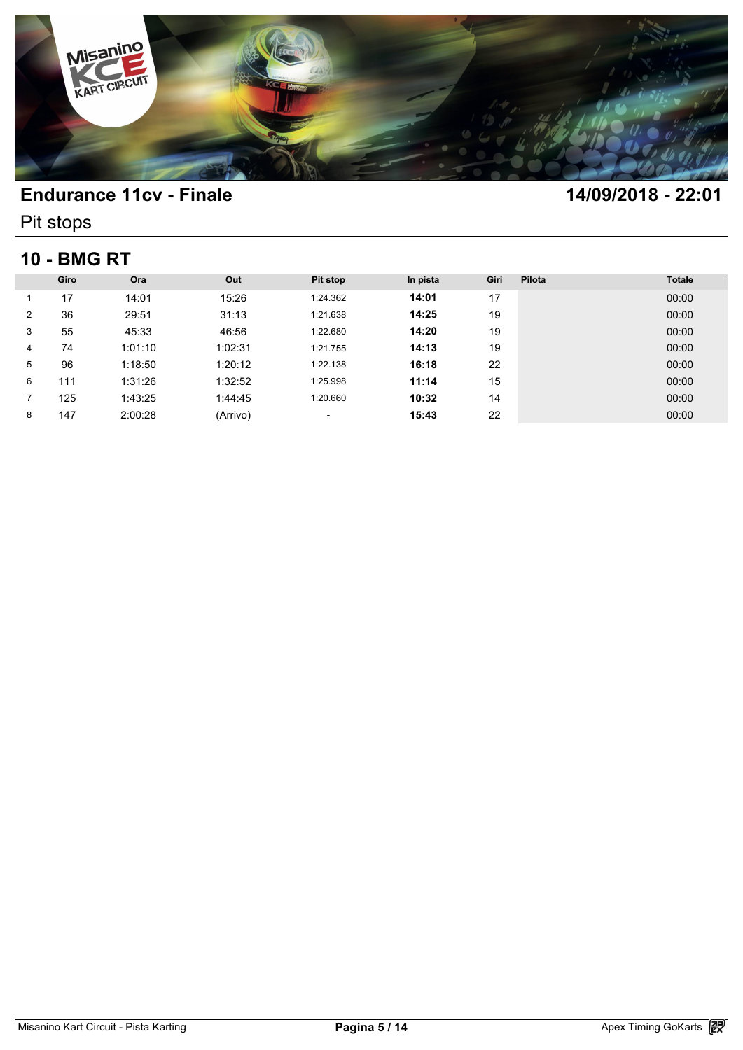## Endurance 11cv - Finale

**14/09/2018 - 22:01**

Pit stops

### 10 - BMG RT

| | Giro | Ora | Out | Pit stop | In pista | Giri | Pilota | Totale |
|---|---|---|---|---|---|---|---|---|
| 1 | 17 | 14:01 | 15:26 | 1:24.362 | **14:01** | 17 | | 00:00 |
| 2 | 36 | 29:51 | 31:13 | 1:21.638 | **14:25** | 19 | | 00:00 |
| 3 | 55 | 45:33 | 46:56 | 1:22.680 | **14:20** | 19 | | 00:00 |
| 4 | 74 | 1:01:10 | 1:02:31 | 1:21.755 | **14:13** | 19 | | 00:00 |
| 5 | 96 | 1:18:50 | 1:20:12 | 1:22.138 | **16:18** | 22 | | 00:00 |
| 6 | 111 | 1:31:26 | 1:32:52 | 1:25.998 | **11:14** | 15 | | 00:00 |
| 7 | 125 | 1:43:25 | 1:44:45 | 1:20.660 | **10:32** | 14 | | 00:00 |
| 8 | 147 | 2:00:28 | (Arrivo) | - | **15:43** | 22 | | 00:00 |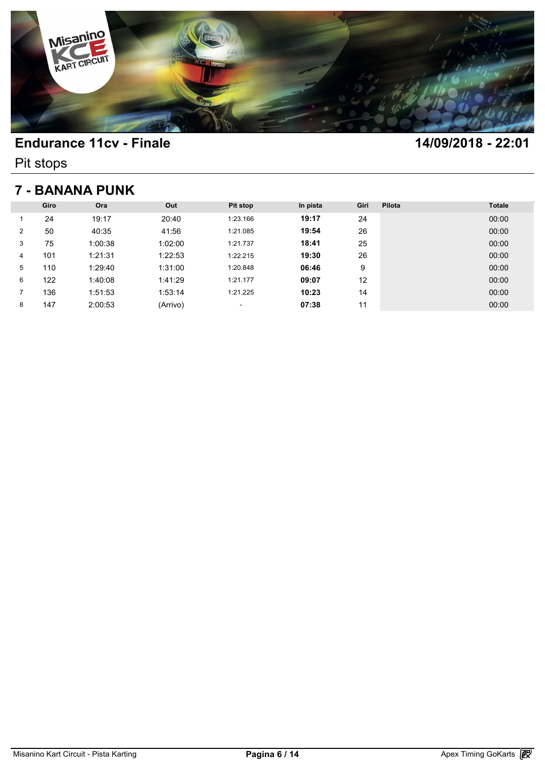# Endurance 11cv - Finale

**14/09/2018 - 22:01**

Pit stops

## 7 - BANANA PUNK

| | Giro | Ora | Out | Pit stop | In pista | Giri | Pilota | Totale |
|---|---|---|---|---|---|---|---|---|
| 1 | 24 | 19:17 | 20:40 | 1:23.166 | **19:17** | 24 | | 00:00 |
| 2 | 50 | 40:35 | 41:56 | 1:21.085 | **19:54** | 26 | | 00:00 |
| 3 | 75 | 1:00:38 | 1:02:00 | 1:21.737 | **18:41** | 25 | | 00:00 |
| 4 | 101 | 1:21:31 | 1:22:53 | 1:22.215 | **19:30** | 26 | | 00:00 |
| 5 | 110 | 1:29:40 | 1:31:00 | 1:20.848 | **06:46** | 9 | | 00:00 |
| 6 | 122 | 1:40:08 | 1:41:29 | 1:21.177 | **09:07** | 12 | | 00:00 |
| 7 | 136 | 1:51:53 | 1:53:14 | 1:21.225 | **10:23** | 14 | | 00:00 |
| 8 | 147 | 2:00:53 | (Arrivo) | - | **07:38** | 11 | | 00:00 |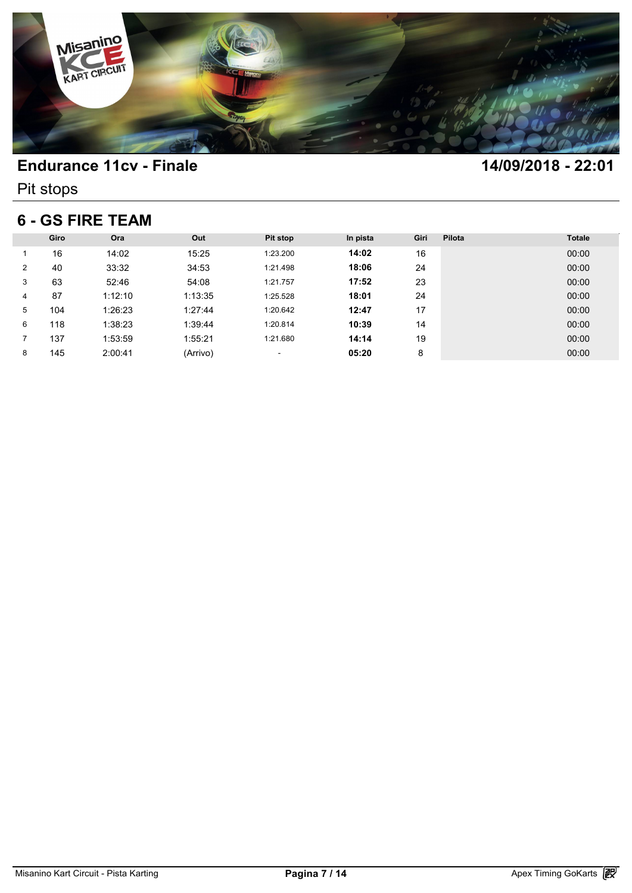# Endurance 11cv - Finale

**14/09/2018 - 22:01**

Pit stops

## 6 - GS FIRE TEAM

| | Giro | Ora | Out | Pit stop | In pista | Giri | Pilota | Totale |
|---|---|---|---|---|---|---|---|---|
| 1 | 16 | 14:02 | 15:25 | 1:23.200 | **14:02** | 16 | | 00:00 |
| 2 | 40 | 33:32 | 34:53 | 1:21.498 | **18:06** | 24 | | 00:00 |
| 3 | 63 | 52:46 | 54:08 | 1:21.757 | **17:52** | 23 | | 00:00 |
| 4 | 87 | 1:12:10 | 1:13:35 | 1:25.528 | **18:01** | 24 | | 00:00 |
| 5 | 104 | 1:26:23 | 1:27:44 | 1:20.642 | **12:47** | 17 | | 00:00 |
| 6 | 118 | 1:38:23 | 1:39:44 | 1:20.814 | **10:39** | 14 | | 00:00 |
| 7 | 137 | 1:53:59 | 1:55:21 | 1:21.680 | **14:14** | 19 | | 00:00 |
| 8 | 145 | 2:00:41 | (Arrivo) | - | **05:20** | 8 | | 00:00 |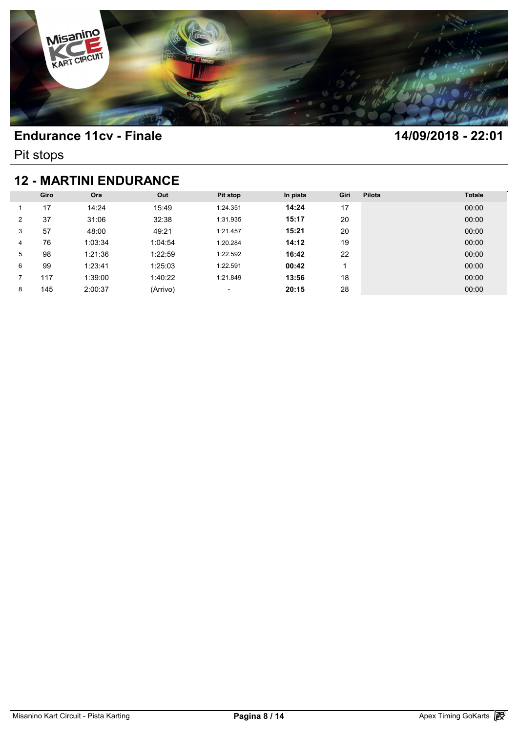# Endurance 11cv - Finale

**14/09/2018 - 22:01**

Pit stops

## 12 - MARTINI ENDURANCE

| | Giro | Ora | Out | Pit stop | In pista | Giri | Pilota | Totale |
|---|---|---|---|---|---|---|---|---|
| 1 | 17 | 14:24 | 15:49 | 1:24.351 | **14:24** | 17 | | 00:00 |
| 2 | 37 | 31:06 | 32:38 | 1:31.935 | **15:17** | 20 | | 00:00 |
| 3 | 57 | 48:00 | 49:21 | 1:21.457 | **15:21** | 20 | | 00:00 |
| 4 | 76 | 1:03:34 | 1:04:54 | 1:20.284 | **14:12** | 19 | | 00:00 |
| 5 | 98 | 1:21:36 | 1:22:59 | 1:22.592 | **16:42** | 22 | | 00:00 |
| 6 | 99 | 1:23:41 | 1:25:03 | 1:22.591 | **00:42** | 1 | | 00:00 |
| 7 | 117 | 1:39:00 | 1:40:22 | 1:21.849 | **13:56** | 18 | | 00:00 |
| 8 | 145 | 2:00:37 | (Arrivo) | - | **20:15** | 28 | | 00:00 |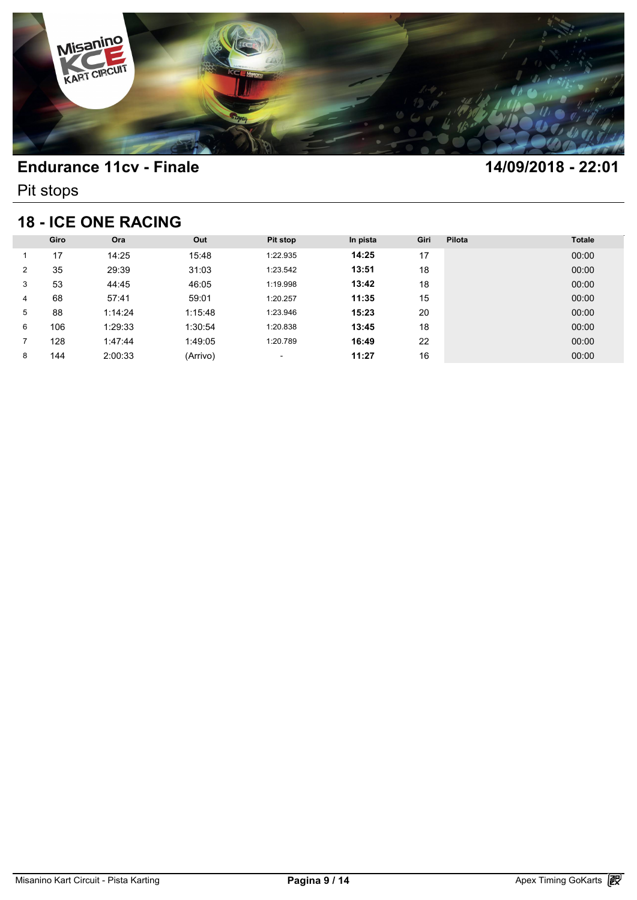## Endurance 11cv - Finale

**14/09/2018 - 22:01**

Pit stops

## 18 - ICE ONE RACING

| | Giro | Ora | Out | Pit stop | In pista | Giri | Pilota | Totale |
|---|---|---|---|---|---|---|---|---|
| 1 | 17 | 14:25 | 15:48 | 1:22.935 | **14:25** | 17 | | 00:00 |
| 2 | 35 | 29:39 | 31:03 | 1:23.542 | **13:51** | 18 | | 00:00 |
| 3 | 53 | 44:45 | 46:05 | 1:19.998 | **13:42** | 18 | | 00:00 |
| 4 | 68 | 57:41 | 59:01 | 1:20.257 | **11:35** | 15 | | 00:00 |
| 5 | 88 | 1:14:24 | 1:15:48 | 1:23.946 | **15:23** | 20 | | 00:00 |
| 6 | 106 | 1:29:33 | 1:30:54 | 1:20.838 | **13:45** | 18 | | 00:00 |
| 7 | 128 | 1:47:44 | 1:49:05 | 1:20.789 | **16:49** | 22 | | 00:00 |
| 8 | 144 | 2:00:33 | (Arrivo) | - | **11:27** | 16 | | 00:00 |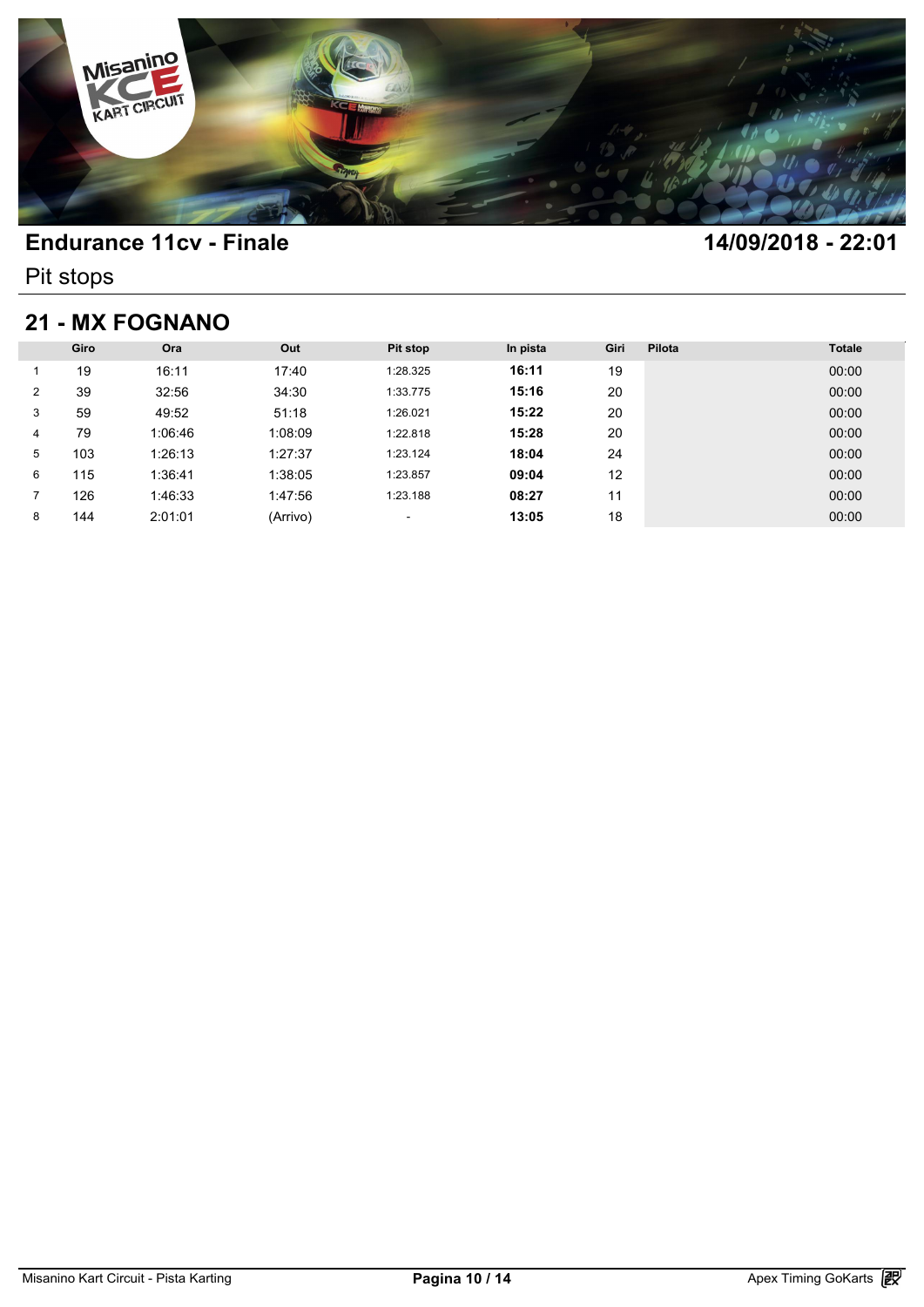# Endurance 11cv - Finale

**14/09/2018 - 22:01**

Pit stops

## 21 - MX FOGNANO

| | Giro | Ora | Out | Pit stop | In pista | Giri | Pilota | Totale |
|---|---|---|---|---|---|---|---|---|
| 1 | 19 | 16:11 | 17:40 | 1:28.325 | **16:11** | 19 | | 00:00 |
| 2 | 39 | 32:56 | 34:30 | 1:33.775 | **15:16** | 20 | | 00:00 |
| 3 | 59 | 49:52 | 51:18 | 1:26.021 | **15:22** | 20 | | 00:00 |
| 4 | 79 | 1:06:46 | 1:08:09 | 1:22.818 | **15:28** | 20 | | 00:00 |
| 5 | 103 | 1:26:13 | 1:27:37 | 1:23.124 | **18:04** | 24 | | 00:00 |
| 6 | 115 | 1:36:41 | 1:38:05 | 1:23.857 | **09:04** | 12 | | 00:00 |
| 7 | 126 | 1:46:33 | 1:47:56 | 1:23.188 | **08:27** | 11 | | 00:00 |
| 8 | 144 | 2:01:01 | (Arrivo) | - | **13:05** | 18 | | 00:00 |

Misanino Kart Circuit - Pista Karting

Apex Timing GoKarts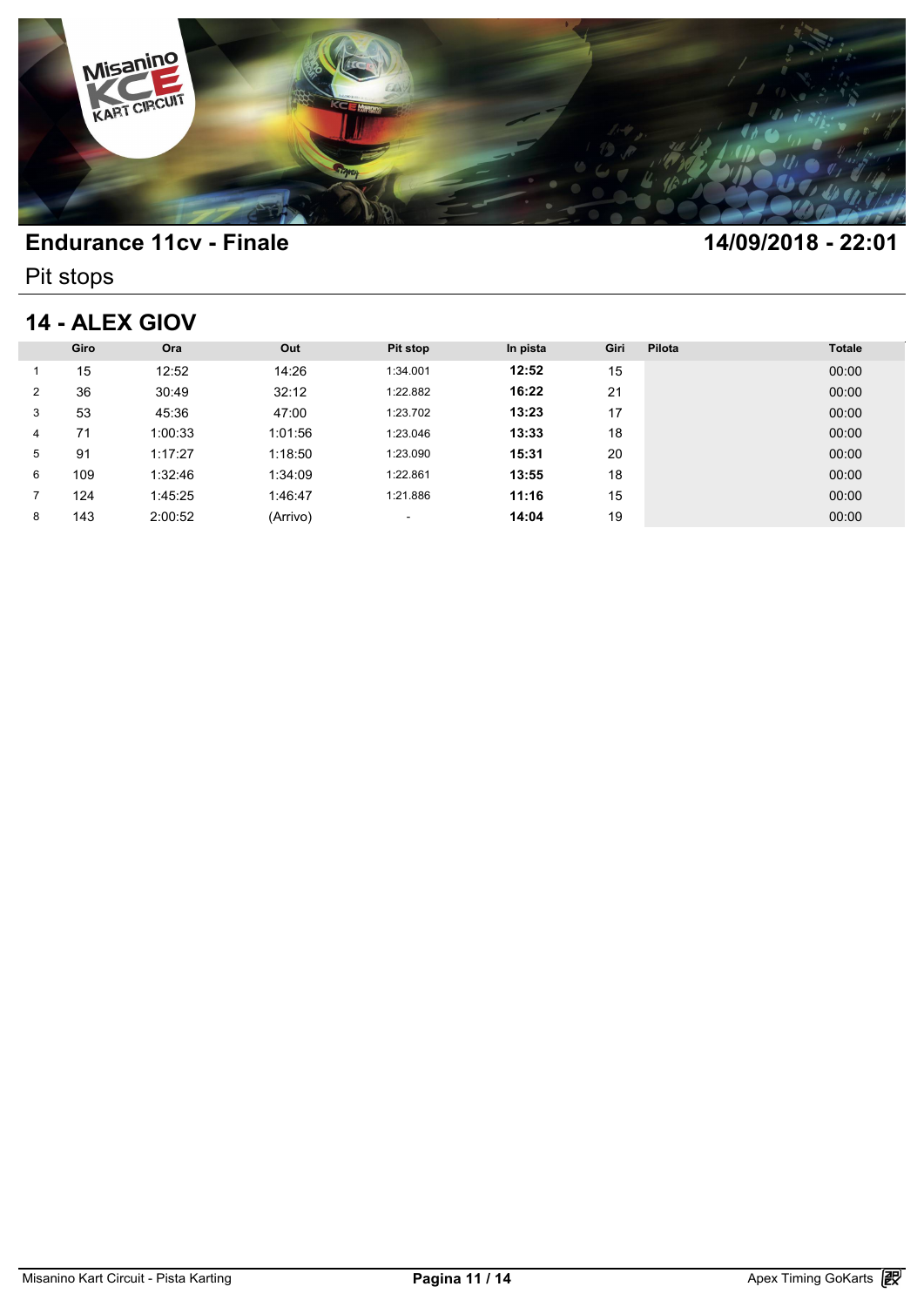## Endurance 11cv - Finale

**14/09/2018 - 22:01**

Pit stops

## 14 - ALEX GIOV

| | Giro | Ora | Out | Pit stop | In pista | Giri | Pilota | Totale |
|---|---|---|---|---|---|---|---|---|
| 1 | 15 | 12:52 | 14:26 | 1:34.001 | **12:52** | 15 | | 00:00 |
| 2 | 36 | 30:49 | 32:12 | 1:22.882 | **16:22** | 21 | | 00:00 |
| 3 | 53 | 45:36 | 47:00 | 1:23.702 | **13:23** | 17 | | 00:00 |
| 4 | 71 | 1:00:33 | 1:01:56 | 1:23.046 | **13:33** | 18 | | 00:00 |
| 5 | 91 | 1:17:27 | 1:18:50 | 1:23.090 | **15:31** | 20 | | 00:00 |
| 6 | 109 | 1:32:46 | 1:34:09 | 1:22.861 | **13:55** | 18 | | 00:00 |
| 7 | 124 | 1:45:25 | 1:46:47 | 1:21.886 | **11:16** | 15 | | 00:00 |
| 8 | 143 | 2:00:52 | (Arrivo) | - | **14:04** | 19 | | 00:00 |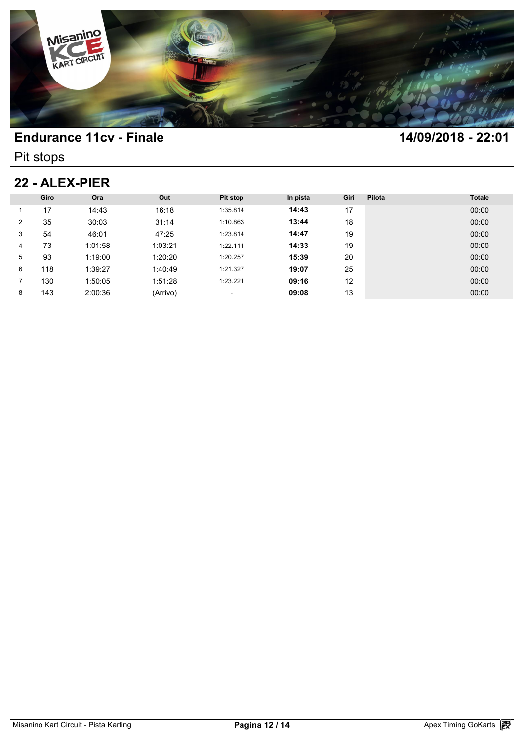## Endurance 11cv - Finale

**14/09/2018 - 22:01**

Pit stops

## 22 - ALEX-PIER

| | Giro | Ora | Out | Pit stop | In pista | Giri | Pilota | Totale |
|---|---|---|---|---|---|---|---|---|
| 1 | 17 | 14:43 | 16:18 | 1:35.814 | **14:43** | 17 | | 00:00 |
| 2 | 35 | 30:03 | 31:14 | 1:10.863 | **13:44** | 18 | | 00:00 |
| 3 | 54 | 46:01 | 47:25 | 1:23.814 | **14:47** | 19 | | 00:00 |
| 4 | 73 | 1:01:58 | 1:03:21 | 1:22.111 | **14:33** | 19 | | 00:00 |
| 5 | 93 | 1:19:00 | 1:20:20 | 1:20.257 | **15:39** | 20 | | 00:00 |
| 6 | 118 | 1:39:27 | 1:40:49 | 1:21.327 | **19:07** | 25 | | 00:00 |
| 7 | 130 | 1:50:05 | 1:51:28 | 1:23.221 | **09:16** | 12 | | 00:00 |
| 8 | 143 | 2:00:36 | (Arrivo) | - | **09:08** | 13 | | 00:00 |

Misanino Kart Circuit - Pista Karting

Apex Timing GoKarts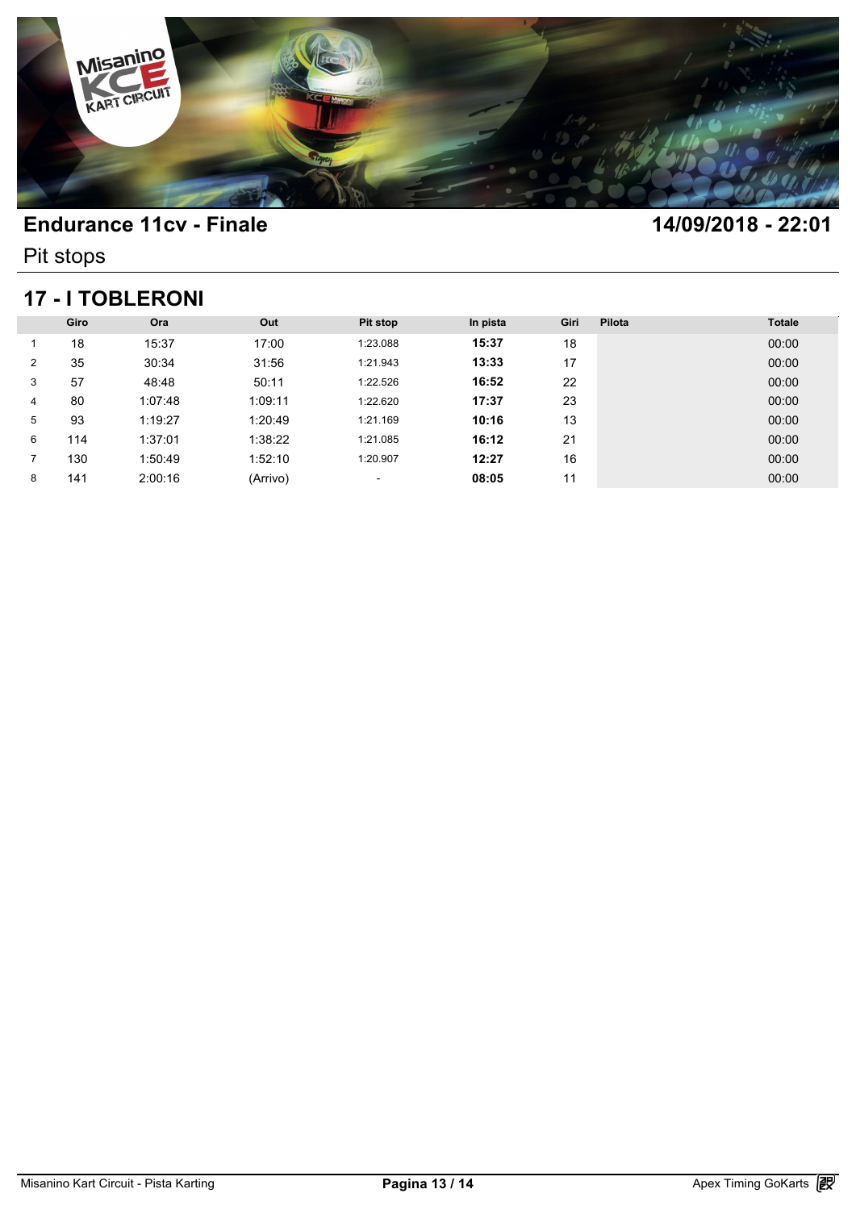## Endurance 11cv - Finale

**14/09/2018 - 22:01**

Pit stops

### 17 - I TOBLERONI

| | Giro | Ora | Out | Pit stop | In pista | Giri | Pilota | Totale |
|---|---|---|---|---|---|---|---|---|
| 1 | 18 | 15:37 | 17:00 | 1:23.088 | **15:37** | 18 | | 00:00 |
| 2 | 35 | 30:34 | 31:56 | 1:21.943 | **13:33** | 17 | | 00:00 |
| 3 | 57 | 48:48 | 50:11 | 1:22.526 | **16:52** | 22 | | 00:00 |
| 4 | 80 | 1:07:48 | 1:09:11 | 1:22.620 | **17:37** | 23 | | 00:00 |
| 5 | 93 | 1:19:27 | 1:20:49 | 1:21.169 | **10:16** | 13 | | 00:00 |
| 6 | 114 | 1:37:01 | 1:38:22 | 1:21.085 | **16:12** | 21 | | 00:00 |
| 7 | 130 | 1:50:49 | 1:52:10 | 1:20.907 | **12:27** | 16 | | 00:00 |
| 8 | 141 | 2:00:16 | (Arrivo) | - | **08:05** | 11 | | 00:00 |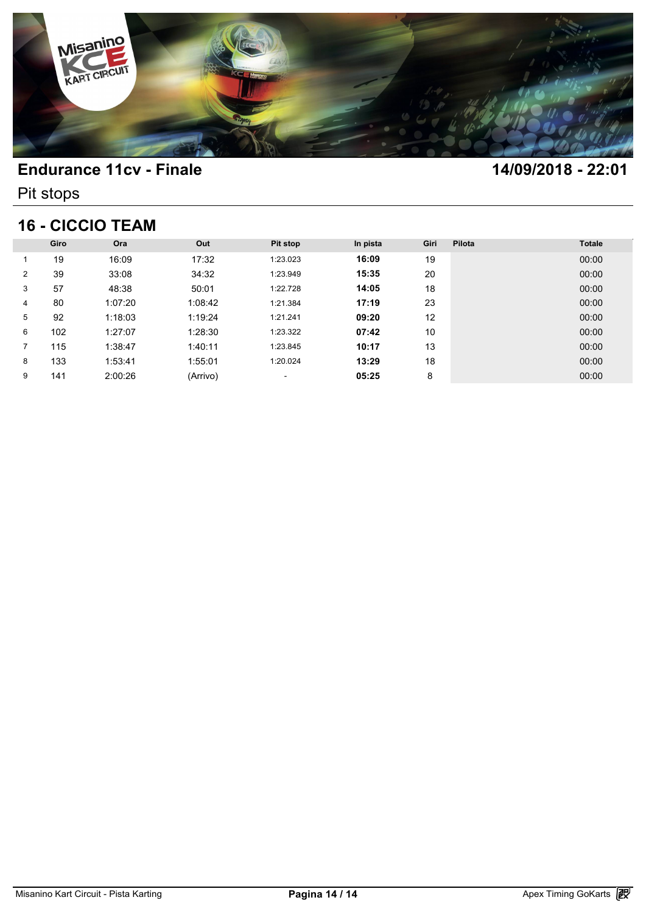## Endurance 11cv - Finale

**14/09/2018 - 22:01**

Pit stops

## 16 - CICCIO TEAM

| | Giro | Ora | Out | Pit stop | In pista | Giri | Pilota | Totale |
|---|---|---|---|---|---|---|---|---|
| 1 | 19 | 16:09 | 17:32 | 1:23.023 | **16:09** | 19 | | 00:00 |
| 2 | 39 | 33:08 | 34:32 | 1:23.949 | **15:35** | 20 | | 00:00 |
| 3 | 57 | 48:38 | 50:01 | 1:22.728 | **14:05** | 18 | | 00:00 |
| 4 | 80 | 1:07:20 | 1:08:42 | 1:21.384 | **17:19** | 23 | | 00:00 |
| 5 | 92 | 1:18:03 | 1:19:24 | 1:21.241 | **09:20** | 12 | | 00:00 |
| 6 | 102 | 1:27:07 | 1:28:30 | 1:23.322 | **07:42** | 10 | | 00:00 |
| 7 | 115 | 1:38:47 | 1:40:11 | 1:23.845 | **10:17** | 13 | | 00:00 |
| 8 | 133 | 1:53:41 | 1:55:01 | 1:20.024 | **13:29** | 18 | | 00:00 |
| 9 | 141 | 2:00:26 | (Arrivo) | - | **05:25** | 8 | | 00:00 |